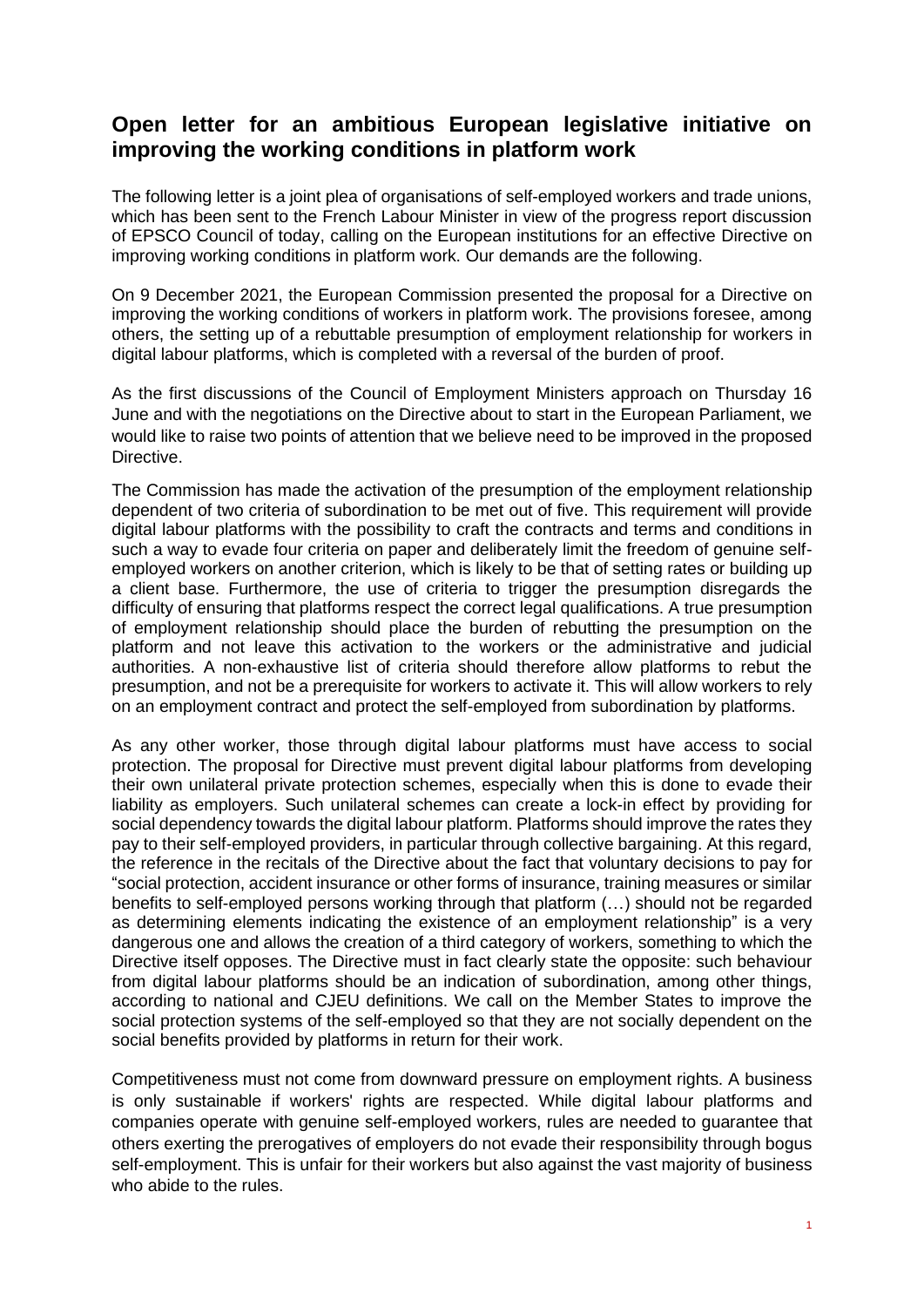# Open letter for an ambitious European legislative initiative on improving the working conditions in platform work

The following letter is a joint plea of organisations of self-employed workers and trade unions, which has been sent to the French Labour Minister in view of the progress report discussion of EPSCO Council of today, calling on the European institutions for an effective Directive on improving working conditions in platform work. Our demands are the following.

On 9 December 2021, the European Commission presented the proposal for a Directive on improving the working conditions of workers in platform work. The provisions foresee, among others, the setting up of a rebuttable presumption of employment relationship for workers in digital labour platforms, which is completed with a reversal of the burden of proof.

As the first discussions of the Council of Employment Ministers approach on Thursday 16 June and with the negotiations on the Directive about to start in the European Parliament, we would like to raise two points of attention that we believe need to be improved in the proposed Directive.

The Commission has made the activation of the presumption of the employment relationship dependent of two criteria of subordination to be met out of five. This requirement will provide digital labour platforms with the possibility to craft the contracts and terms and conditions in such a way to evade four criteria on paper and deliberately limit the freedom of genuine self-employed workers on another criterion, which is likely to be that of setting rates or building up a client base. Furthermore, the use of criteria to trigger the presumption disregards the difficulty of ensuring that platforms respect the correct legal qualifications. A true presumption of employment relationship should place the burden of rebutting the presumption on the platform and not leave this activation to the workers or the administrative and judicial authorities. A non-exhaustive list of criteria should therefore allow platforms to rebut the presumption, and not be a prerequisite for workers to activate it. This will allow workers to rely on an employment contract and protect the self-employed from subordination by platforms.

As any other worker, those through digital labour platforms must have access to social protection. The proposal for Directive must prevent digital labour platforms from developing their own unilateral private protection schemes, especially when this is done to evade their liability as employers. Such unilateral schemes can create a lock-in effect by providing for social dependency towards the digital labour platform. Platforms should improve the rates they pay to their self-employed providers, in particular through collective bargaining. At this regard, the reference in the recitals of the Directive about the fact that voluntary decisions to pay for "social protection, accident insurance or other forms of insurance, training measures or similar benefits to self-employed persons working through that platform (…) should not be regarded as determining elements indicating the existence of an employment relationship" is a very dangerous one and allows the creation of a third category of workers, something to which the Directive itself opposes. The Directive must in fact clearly state the opposite: such behaviour from digital labour platforms should be an indication of subordination, among other things, according to national and CJEU definitions. We call on the Member States to improve the social protection systems of the self-employed so that they are not socially dependent on the social benefits provided by platforms in return for their work.

Competitiveness must not come from downward pressure on employment rights. A business is only sustainable if workers' rights are respected. While digital labour platforms and companies operate with genuine self-employed workers, rules are needed to guarantee that others exerting the prerogatives of employers do not evade their responsibility through bogus self-employment. This is unfair for their workers but also against the vast majority of business who abide to the rules.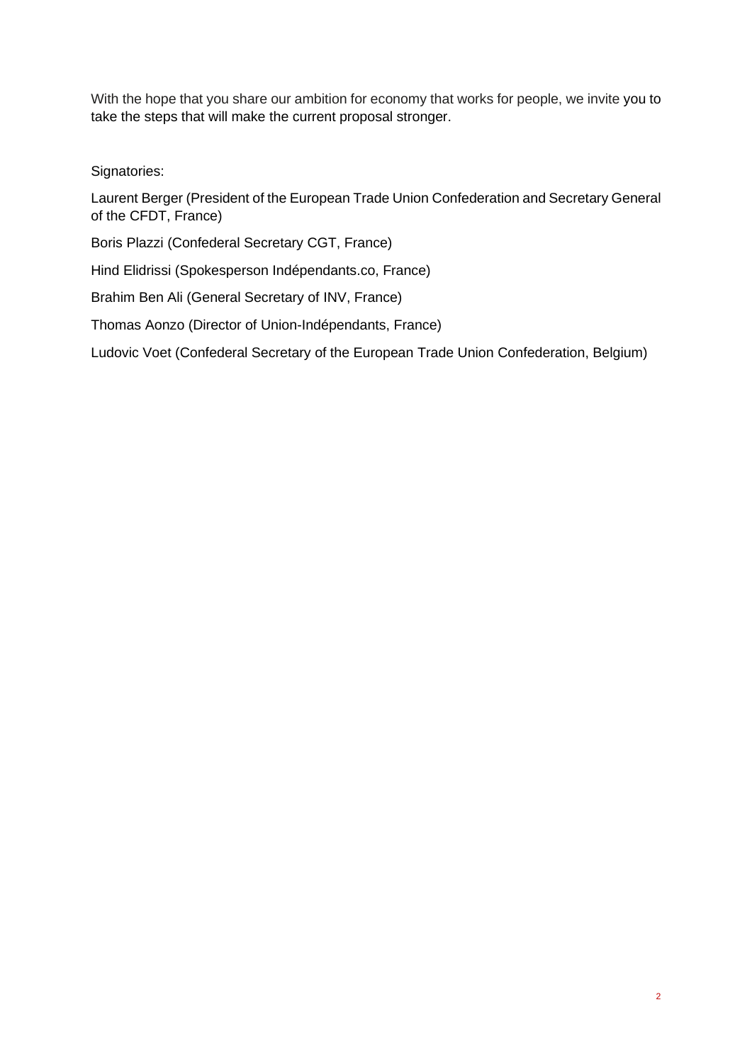With the hope that you share our ambition for economy that works for people, we invite you to take the steps that will make the current proposal stronger.

Signatories:

Laurent Berger (President of the European Trade Union Confederation and Secretary General of the CFDT, France)

Boris Plazzi (Confederal Secretary CGT, France)

Hind Elidrissi (Spokesperson Indépendants.co, France)

Brahim Ben Ali (General Secretary of INV, France)

Thomas Aonzo (Director of Union-Indépendants, France)

Ludovic Voet (Confederal Secretary of the European Trade Union Confederation, Belgium)